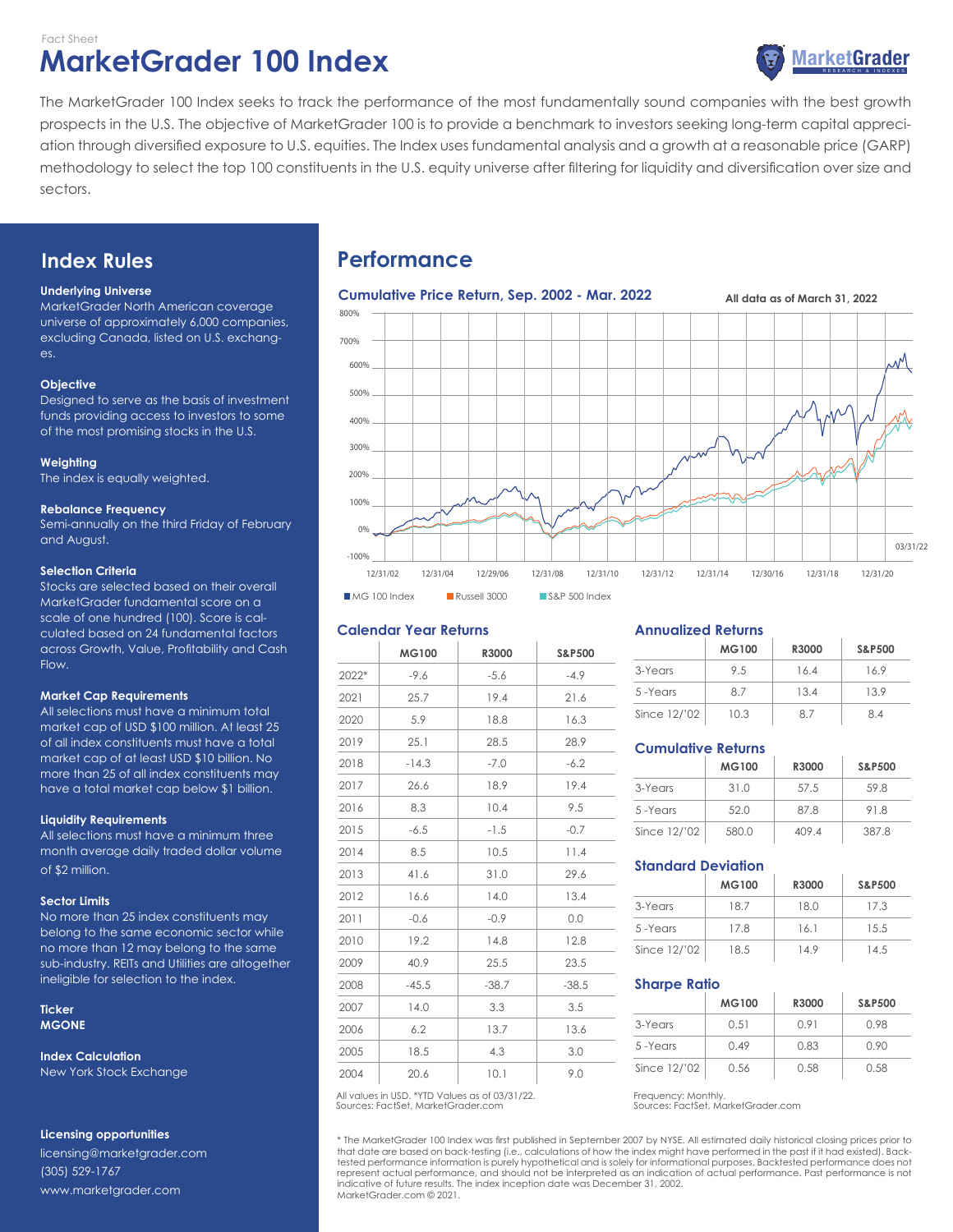Fact Sheet

# MarketGrader 100 Index

The MarketGrader 100 Index seeks to track the performance of the most fundamentally sound companies with the best growth prospects in the U.S. The objective of MarketGrader 100 is to provide a benchmark to investors seeking long-term capital appreciation through diversified exposure to U.S. equities. The Index uses fundamental analysis and a growth at a reasonable price (GARP) methodology to select the top 100 constituents in the U.S. equity universe after filtering for liquidity and diversification over size and sectors.

## Index Rules

**Underlying Universe**
MarketGrader North American coverage universe of approximately 6,000 companies, excluding Canada, listed on U.S. exchanges.

**Objective**
Designed to serve as the basis of investment funds providing access to investors to some of the most promising stocks in the U.S.

**Weighting**
The index is equally weighted.

**Rebalance Frequency**
Semi-annually on the third Friday of February and August.

**Selection Criteria**
Stocks are selected based on their overall MarketGrader fundamental score on a scale of one hundred (100). Score is calculated based on 24 fundamental factors across Growth, Value, Profitability and Cash Flow.

**Market Cap Requirements**
All selections must have a minimum total market cap of USD $100 million. At least 25 of all index constituents must have a total market cap of at least USD $10 billion. No more than 25 of all index constituents may have a total market cap below $1 billion.

**Liquidity Requirements**
All selections must have a minimum three month average daily traded dollar volume of $2 million.

**Sector Limits**
No more than 25 index constituents may belong to the same economic sector while no more than 12 may belong to the same sub-industry. REITs and Utilities are altogether ineligible for selection to the index.

**Ticker**
**MGONE**

**Index Calculation**
New York Stock Exchange

**Licensing opportunities**
licensing@marketgrader.com
(305) 529-1767
www.marketgrader.com

## Performance

### Cumulative Price Return, Sep. 2002 - Mar. 2022

All data as of March 31, 2022

MG 100 Index | Russell 3000 | S&P 500 Index

### Calendar Year Returns

| | MG100 | R3000 | S&P500 |
|---|---|---|---|
| 2022* | -9.6 | -5.6 | -4.9 |
| 2021 | 25.7 | 19.4 | 21.6 |
| 2020 | 5.9 | 18.8 | 16.3 |
| 2019 | 25.1 | 28.5 | 28.9 |
| 2018 | -14.3 | -7.0 | -6.2 |
| 2017 | 26.6 | 18.9 | 19.4 |
| 2016 | 8.3 | 10.4 | 9.5 |
| 2015 | -6.5 | -1.5 | -0.7 |
| 2014 | 8.5 | 10.5 | 11.4 |
| 2013 | 41.6 | 31.0 | 29.6 |
| 2012 | 16.6 | 14.0 | 13.4 |
| 2011 | -0.6 | -0.9 | 0.0 |
| 2010 | 19.2 | 14.8 | 12.8 |
| 2009 | 40.9 | 25.5 | 23.5 |
| 2008 | -45.5 | -38.7 | -38.5 |
| 2007 | 14.0 | 3.3 | 3.5 |
| 2006 | 6.2 | 13.7 | 13.6 |
| 2005 | 18.5 | 4.3 | 3.0 |
| 2004 | 20.6 | 10.1 | 9.0 |

All values in USD. *YTD Values as of 03/31/22.
Sources: FactSet, MarketGrader.com

### Annualized Returns

| | MG100 | R3000 | S&P500 |
|---|---|---|---|
| 3-Years | 9.5 | 16.4 | 16.9 |
| 5 -Years | 8.7 | 13.4 | 13.9 |
| Since 12/'02 | 10.3 | 8.7 | 8.4 |

### Cumulative Returns

| | MG100 | R3000 | S&P500 |
|---|---|---|---|
| 3-Years | 31.0 | 57.5 | 59.8 |
| 5 -Years | 52.0 | 87.8 | 91.8 |
| Since 12/'02 | 580.0 | 409.4 | 387.8 |

### Standard Deviation

| | MG100 | R3000 | S&P500 |
|---|---|---|---|
| 3-Years | 18.7 | 18.0 | 17.3 |
| 5 -Years | 17.8 | 16.1 | 15.5 |
| Since 12/'02 | 18.5 | 14.9 | 14.5 |

### Sharpe Ratio

| | MG100 | R3000 | S&P500 |
|---|---|---|---|
| 3-Years | 0.51 | 0.91 | 0.98 |
| 5 -Years | 0.49 | 0.83 | 0.90 |
| Since 12/'02 | 0.56 | 0.58 | 0.58 |

Frequency: Monthly.
Sources: FactSet, MarketGrader.com

\* The MarketGrader 100 Index was first published in September 2007 by NYSE. All estimated daily historical closing prices prior to that date are based on back-testing (i.e., calculations of how the index might have performed in the past if it had existed). Backtested performance information is purely hypothetical and is solely for informational purposes. Backtested performance does not represent actual performance, and should not be interpreted as an indication of actual performance. Past performance is not indicative of future results. The index inception date was December 31, 2002.
MarketGrader.com © 2021.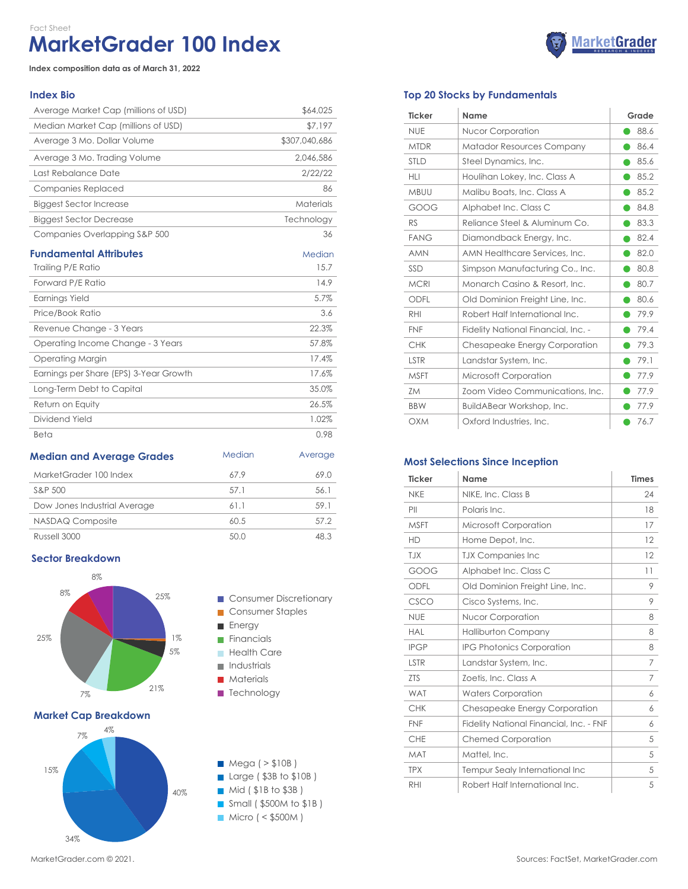Fact Sheet

# MarketGrader 100 Index

**Index composition data as of March 31, 2022**

## Index Bio

| | |
|---|---|
| Average Market Cap (millions of USD) | $64,025 |
| Median Market Cap (millions of USD) | $7,197 |
| Average 3 Mo. Dollar Volume | $307,040,686 |
| Average 3 Mo. Trading Volume | 2,046,586 |
| Last Rebalance Date | 2/22/22 |
| Companies Replaced | 86 |
| Biggest Sector Increase | Materials |
| Biggest Sector Decrease | Technology |
| Companies Overlapping S&P 500 | 36 |

## Fundamental Attributes

| | Median |
|---|---|
| Trailing P/E Ratio | 15.7 |
| Forward P/E Ratio | 14.9 |
| Earnings Yield | 5.7% |
| Price/Book Ratio | 3.6 |
| Revenue Change - 3 Years | 22.3% |
| Operating Income Change - 3 Years | 57.8% |
| Operating Margin | 17.4% |
| Earnings per Share (EPS) 3-Year Growth | 17.6% |
| Long-Term Debt to Capital | 35.0% |
| Return on Equity | 26.5% |
| Dividend Yield | 1.02% |
| Beta | 0.98 |

## Median and Average Grades

| | Median | Average |
|---|---|---|
| MarketGrader 100 Index | 67.9 | 69.0 |
| S&P 500 | 57.1 | 56.1 |
| Dow Jones Industrial Average | 61.1 | 59.1 |
| NASDAQ Composite | 60.5 | 57.2 |
| Russell 3000 | 50.0 | 48.3 |

## Sector Breakdown

8%
8%
25%
25%
1%
5%
7%
21%

Consumer Discretionary
Consumer Staples
Energy
Financials
Health Care
Industrials
Materials
Technology

## Market Cap Breakdown

4%
7%
15%
40%
34%

Mega ( > $10B )
Large ( $3B to $10B )
Mid ( $1B to $3B )
Small ( $500M to $1B )
Micro ( < $500M )

## Top 20 Stocks by Fundamentals

| Ticker | Name | Grade |
|---|---|---|
| NUE | Nucor Corporation | 88.6 |
| MTDR | Matador Resources Company | 86.4 |
| STLD | Steel Dynamics, Inc. | 85.6 |
| HLI | Houlihan Lokey, Inc. Class A | 85.2 |
| MBUU | Malibu Boats, Inc. Class A | 85.2 |
| GOOG | Alphabet Inc. Class C | 84.8 |
| RS | Reliance Steel & Aluminum Co. | 83.3 |
| FANG | Diamondback Energy, Inc. | 82.4 |
| AMN | AMN Healthcare Services, Inc. | 82.0 |
| SSD | Simpson Manufacturing Co., Inc. | 80.8 |
| MCRI | Monarch Casino & Resort, Inc. | 80.7 |
| ODFL | Old Dominion Freight Line, Inc. | 80.6 |
| RHI | Robert Half International Inc. | 79.9 |
| FNF | Fidelity National Financial, Inc. - | 79.4 |
| CHK | Chesapeake Energy Corporation | 79.3 |
| LSTR | Landstar System, Inc. | 79.1 |
| MSFT | Microsoft Corporation | 77.9 |
| ZM | Zoom Video Communications, Inc. | 77.9 |
| BBW | BuildABear Workshop, Inc. | 77.9 |
| OXM | Oxford Industries, Inc. | 76.7 |

## Most Selections Since Inception

| Ticker | Name | Times |
|---|---|---|
| NKE | NIKE, Inc. Class B | 24 |
| PII | Polaris Inc. | 18 |
| MSFT | Microsoft Corporation | 17 |
| HD | Home Depot, Inc. | 12 |
| TJX | TJX Companies Inc | 12 |
| GOOG | Alphabet Inc. Class C | 11 |
| ODFL | Old Dominion Freight Line, Inc. | 9 |
| CSCO | Cisco Systems, Inc. | 9 |
| NUE | Nucor Corporation | 8 |
| HAL | Halliburton Company | 8 |
| IPGP | IPG Photonics Corporation | 8 |
| LSTR | Landstar System, Inc. | 7 |
| ZTS | Zoetis, Inc. Class A | 7 |
| WAT | Waters Corporation | 6 |
| CHK | Chesapeake Energy Corporation | 6 |
| FNF | Fidelity National Financial, Inc. - FNF | 6 |
| CHE | Chemed Corporation | 5 |
| MAT | Mattel, Inc. | 5 |
| TPX | Tempur Sealy International Inc | 5 |
| RHI | Robert Half International Inc. | 5 |

MarketGrader.com © 2021.

Sources: FactSet, MarketGrader.com